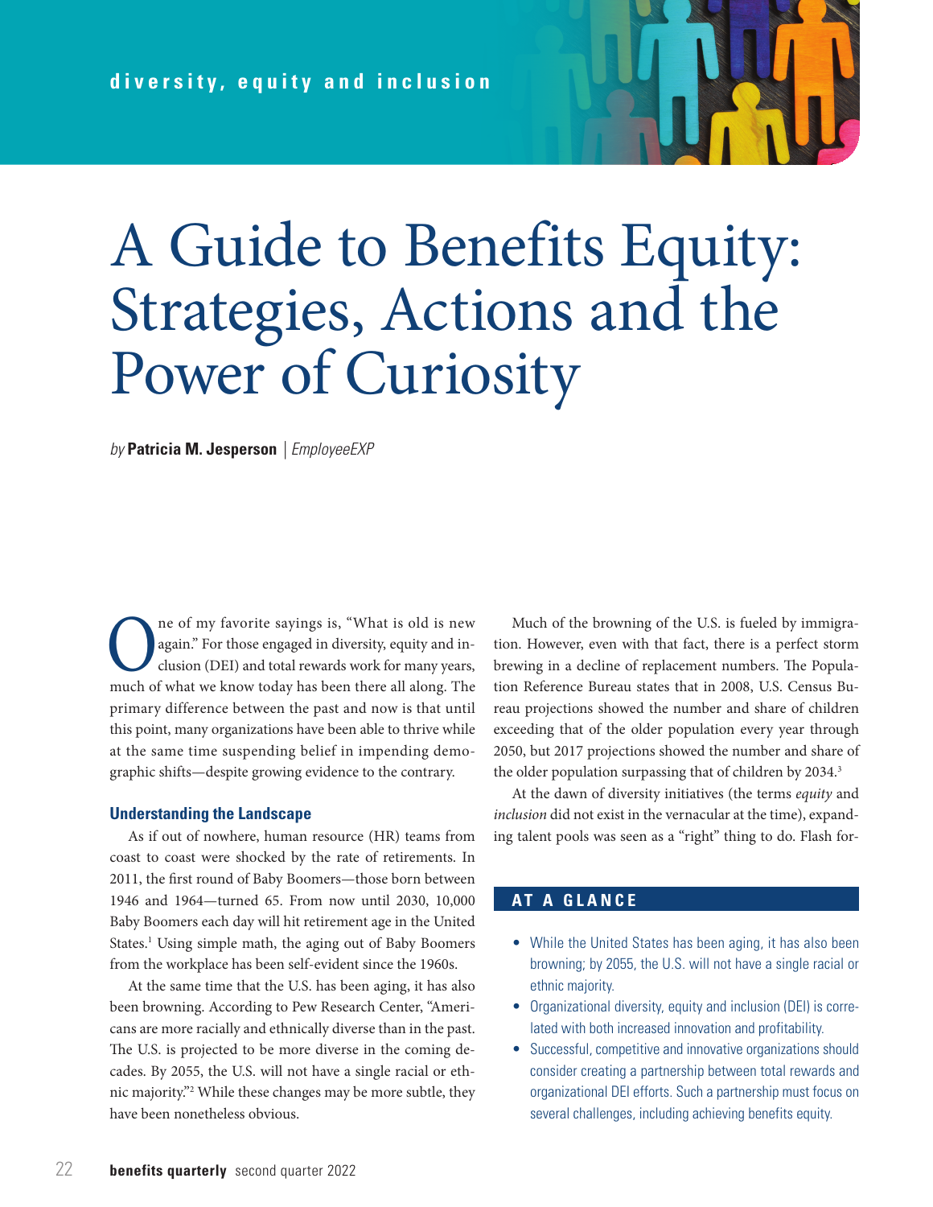diversity, equity and inclusion

# A Guide to Benefits Equity: Strategies, Actions and the Power of Curiosity

*by* **Patricia M. Jesperson** | *EmployeeEXP*

One of my favorite sayings is, "What is old is new again." For those engaged in diversity, equity and inclusion (DEI) and total rewards work for many years, much of what we know today has been there all along. The primary difference between the past and now is that until this point, many organizations have been able to thrive while at the same time suspending belief in impending demographic shifts—despite growing evidence to the contrary.

### Understanding the Landscape

As if out of nowhere, human resource (HR) teams from coast to coast were shocked by the rate of retirements. In 2011, the first round of Baby Boomers—those born between 1946 and 1964—turned 65. From now until 2030, 10,000 Baby Boomers each day will hit retirement age in the United States.[1] Using simple math, the aging out of Baby Boomers from the workplace has been self-evident since the 1960s.

At the same time that the U.S. has been aging, it has also been browning. According to Pew Research Center, "Americans are more racially and ethnically diverse than in the past. The U.S. is projected to be more diverse in the coming decades. By 2055, the U.S. will not have a single racial or ethnic majority."[2] While these changes may be more subtle, they have been nonetheless obvious.

Much of the browning of the U.S. is fueled by immigration. However, even with that fact, there is a perfect storm brewing in a decline of replacement numbers. The Population Reference Bureau states that in 2008, U.S. Census Bureau projections showed the number and share of children exceeding that of the older population every year through 2050, but 2017 projections showed the number and share of the older population surpassing that of children by 2034.[3]

At the dawn of diversity initiatives (the terms *equity* and *inclusion* did not exist in the vernacular at the time), expanding talent pools was seen as a "right" thing to do. Flash for-

### AT A GLANCE

- While the United States has been aging, it has also been browning; by 2055, the U.S. will not have a single racial or ethnic majority.
- Organizational diversity, equity and inclusion (DEI) is correlated with both increased innovation and profitability.
- Successful, competitive and innovative organizations should consider creating a partnership between total rewards and organizational DEI efforts. Such a partnership must focus on several challenges, including achieving benefits equity.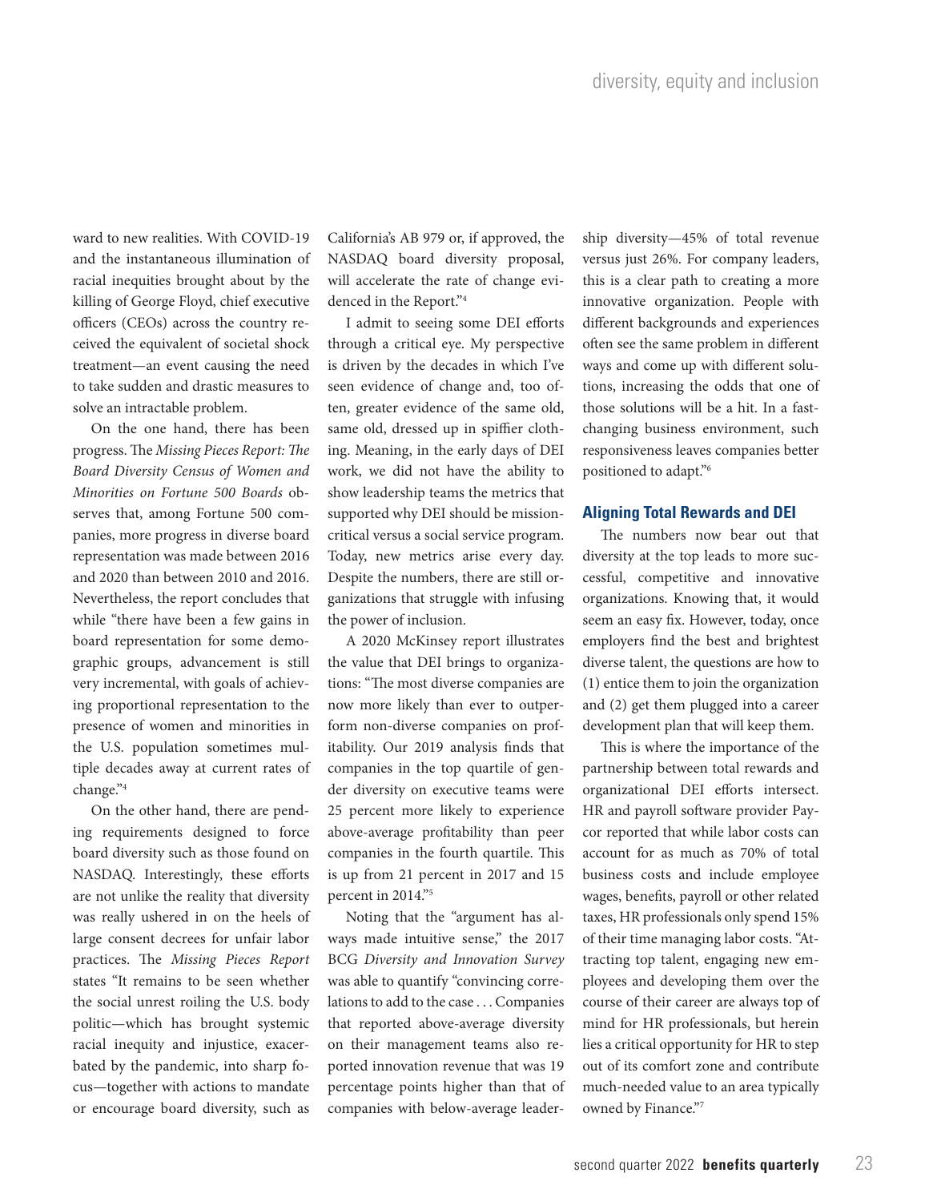ward to new realities. With COVID-19 and the instantaneous illumination of racial inequities brought about by the killing of George Floyd, chief executive officers (CEOs) across the country received the equivalent of societal shock treatment—an event causing the need to take sudden and drastic measures to solve an intractable problem.

On the one hand, there has been progress. The *Missing Pieces Report: The Board Diversity Census of Women and Minorities on Fortune 500 Boards* observes that, among Fortune 500 companies, more progress in diverse board representation was made between 2016 and 2020 than between 2010 and 2016. Nevertheless, the report concludes that while "there have been a few gains in board representation for some demographic groups, advancement is still very incremental, with goals of achieving proportional representation to the presence of women and minorities in the U.S. population sometimes multiple decades away at current rates of change."[4]

On the other hand, there are pending requirements designed to force board diversity such as those found on NASDAQ. Interestingly, these efforts are not unlike the reality that diversity was really ushered in on the heels of large consent decrees for unfair labor practices. The *Missing Pieces Report* states "It remains to be seen whether the social unrest roiling the U.S. body politic—which has brought systemic racial inequity and injustice, exacerbated by the pandemic, into sharp focus—together with actions to mandate or encourage board diversity, such as California's AB 979 or, if approved, the NASDAQ board diversity proposal, will accelerate the rate of change evidenced in the Report."[4]

I admit to seeing some DEI efforts through a critical eye. My perspective is driven by the decades in which I've seen evidence of change and, too often, greater evidence of the same old, same old, dressed up in spiffier clothing. Meaning, in the early days of DEI work, we did not have the ability to show leadership teams the metrics that supported why DEI should be mission-critical versus a social service program. Today, new metrics arise every day. Despite the numbers, there are still organizations that struggle with infusing the power of inclusion.

A 2020 McKinsey report illustrates the value that DEI brings to organizations: "The most diverse companies are now more likely than ever to outperform non-diverse companies on profitability. Our 2019 analysis finds that companies in the top quartile of gender diversity on executive teams were 25 percent more likely to experience above-average profitability than peer companies in the fourth quartile. This is up from 21 percent in 2017 and 15 percent in 2014."[5]

Noting that the "argument has always made intuitive sense," the 2017 BCG *Diversity and Innovation Survey* was able to quantify "convincing correlations to add to the case . . . Companies that reported above-average diversity on their management teams also reported innovation revenue that was 19 percentage points higher than that of companies with below-average leadership diversity—45% of total revenue versus just 26%. For company leaders, this is a clear path to creating a more innovative organization. People with different backgrounds and experiences often see the same problem in different ways and come up with different solutions, increasing the odds that one of those solutions will be a hit. In a fast-changing business environment, such responsiveness leaves companies better positioned to adapt."[6]

## Aligning Total Rewards and DEI

The numbers now bear out that diversity at the top leads to more successful, competitive and innovative organizations. Knowing that, it would seem an easy fix. However, today, once employers find the best and brightest diverse talent, the questions are how to (1) entice them to join the organization and (2) get them plugged into a career development plan that will keep them.

This is where the importance of the partnership between total rewards and organizational DEI efforts intersect. HR and payroll software provider Paycor reported that while labor costs can account for as much as 70% of total business costs and include employee wages, benefits, payroll or other related taxes, HR professionals only spend 15% of their time managing labor costs. "Attracting top talent, engaging new employees and developing them over the course of their career are always top of mind for HR professionals, but herein lies a critical opportunity for HR to step out of its comfort zone and contribute much-needed value to an area typically owned by Finance."[7]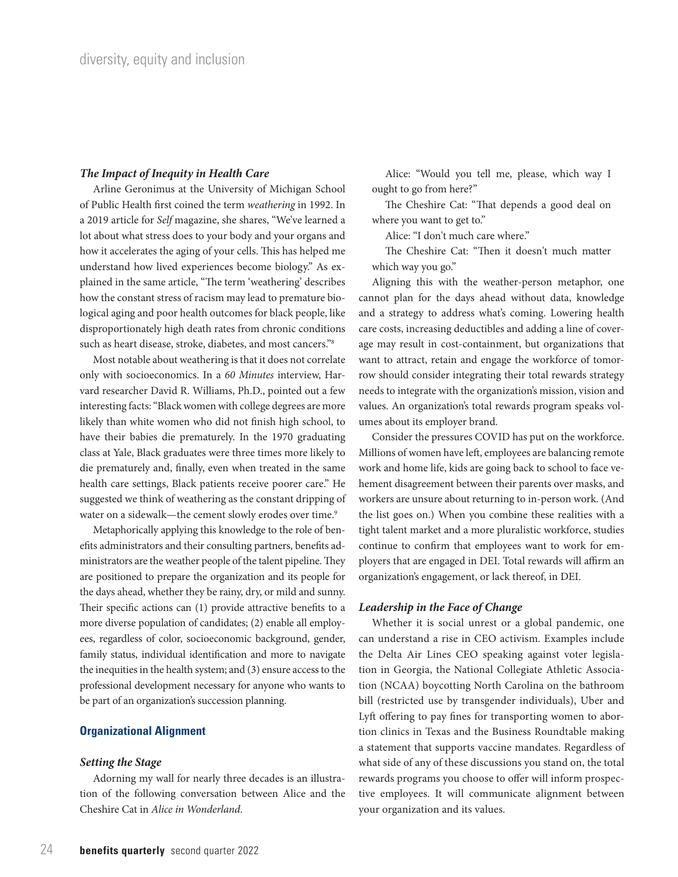### *The Impact of Inequity in Health Care*

Arline Geronimus at the University of Michigan School of Public Health first coined the term *weathering* in 1992. In a 2019 article for *Self* magazine, she shares, "We've learned a lot about what stress does to your body and your organs and how it accelerates the aging of your cells. This has helped me understand how lived experiences become biology." As explained in the same article, "The term 'weathering' describes how the constant stress of racism may lead to premature biological aging and poor health outcomes for black people, like disproportionately high death rates from chronic conditions such as heart disease, stroke, diabetes, and most cancers."[8]

Most notable about weathering is that it does not correlate only with socioeconomics. In a *60 Minutes* interview, Harvard researcher David R. Williams, Ph.D., pointed out a few interesting facts: "Black women with college degrees are more likely than white women who did not finish high school, to have their babies die prematurely. In the 1970 graduating class at Yale, Black graduates were three times more likely to die prematurely and, finally, even when treated in the same health care settings, Black patients receive poorer care." He suggested we think of weathering as the constant dripping of water on a sidewalk—the cement slowly erodes over time.[9]

Metaphorically applying this knowledge to the role of benefits administrators and their consulting partners, benefits administrators are the weather people of the talent pipeline. They are positioned to prepare the organization and its people for the days ahead, whether they be rainy, dry, or mild and sunny. Their specific actions can (1) provide attractive benefits to a more diverse population of candidates; (2) enable all employees, regardless of color, socioeconomic background, gender, family status, individual identification and more to navigate the inequities in the health system; and (3) ensure access to the professional development necessary for anyone who wants to be part of an organization's succession planning.

## Organizational Alignment

### *Setting the Stage*

Adorning my wall for nearly three decades is an illustration of the following conversation between Alice and the Cheshire Cat in *Alice in Wonderland*.

Alice: "Would you tell me, please, which way I ought to go from here?"

The Cheshire Cat: "That depends a good deal on where you want to get to."

Alice: "I don't much care where."

The Cheshire Cat: "Then it doesn't much matter which way you go."

Aligning this with the weather-person metaphor, one cannot plan for the days ahead without data, knowledge and a strategy to address what's coming. Lowering health care costs, increasing deductibles and adding a line of coverage may result in cost-containment, but organizations that want to attract, retain and engage the workforce of tomorrow should consider integrating their total rewards strategy needs to integrate with the organization's mission, vision and values. An organization's total rewards program speaks volumes about its employer brand.

Consider the pressures COVID has put on the workforce. Millions of women have left, employees are balancing remote work and home life, kids are going back to school to face vehement disagreement between their parents over masks, and workers are unsure about returning to in-person work. (And the list goes on.) When you combine these realities with a tight talent market and a more pluralistic workforce, studies continue to confirm that employees want to work for employers that are engaged in DEI. Total rewards will affirm an organization's engagement, or lack thereof, in DEI.

### *Leadership in the Face of Change*

Whether it is social unrest or a global pandemic, one can understand a rise in CEO activism. Examples include the Delta Air Lines CEO speaking against voter legislation in Georgia, the National Collegiate Athletic Association (NCAA) boycotting North Carolina on the bathroom bill (restricted use by transgender individuals), Uber and Lyft offering to pay fines for transporting women to abortion clinics in Texas and the Business Roundtable making a statement that supports vaccine mandates. Regardless of what side of any of these discussions you stand on, the total rewards programs you choose to offer will inform prospective employees. It will communicate alignment between your organization and its values.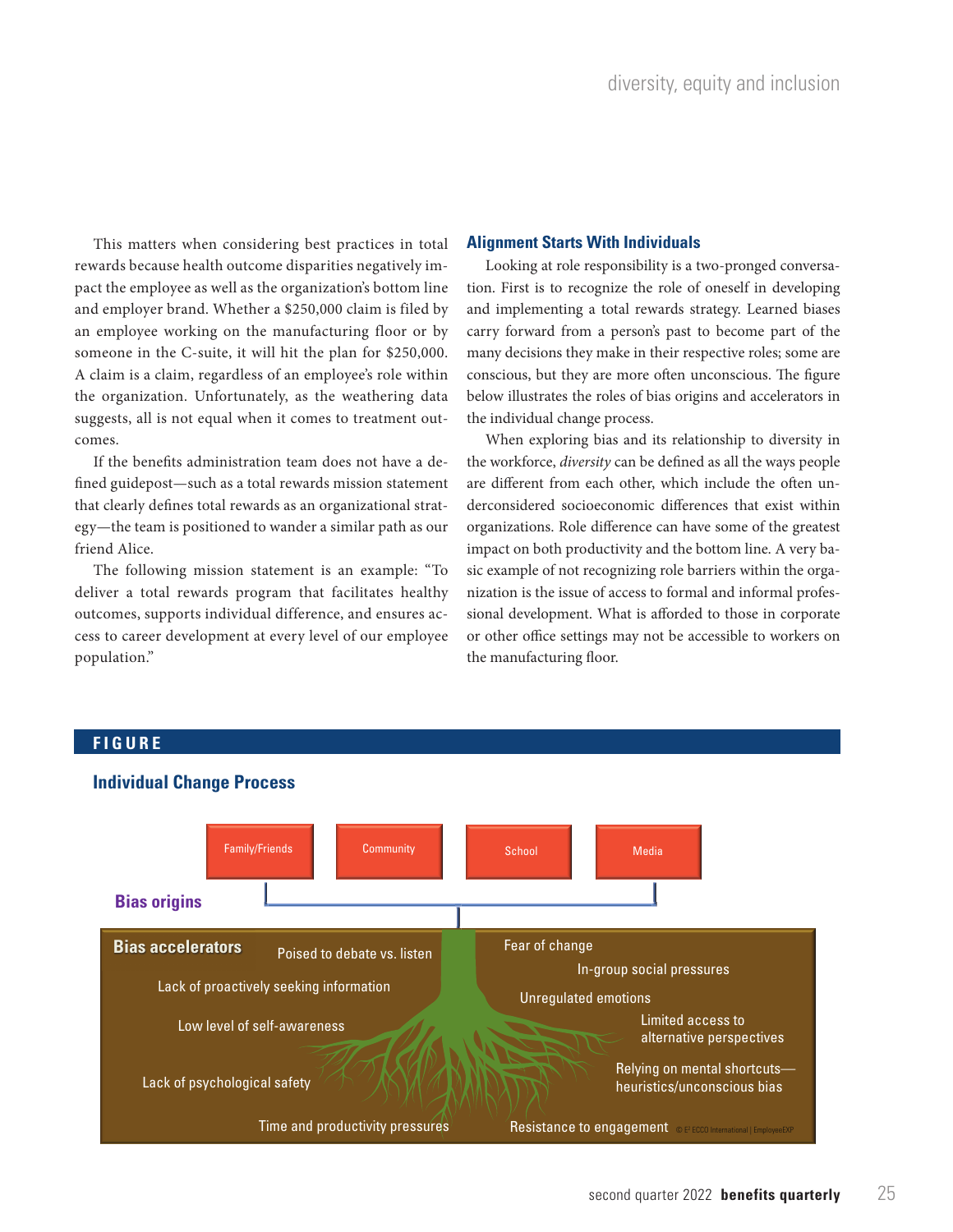This matters when considering best practices in total rewards because health outcome disparities negatively impact the employee as well as the organization's bottom line and employer brand. Whether a $250,000 claim is filed by an employee working on the manufacturing floor or by someone in the C-suite, it will hit the plan for $250,000. A claim is a claim, regardless of an employee's role within the organization. Unfortunately, as the weathering data suggests, all is not equal when it comes to treatment outcomes.

If the benefits administration team does not have a defined guidepost—such as a total rewards mission statement that clearly defines total rewards as an organizational strategy—the team is positioned to wander a similar path as our friend Alice.

The following mission statement is an example: "To deliver a total rewards program that facilitates healthy outcomes, supports individual difference, and ensures access to career development at every level of our employee population."

### Alignment Starts With Individuals

Looking at role responsibility is a two-pronged conversation. First is to recognize the role of oneself in developing and implementing a total rewards strategy. Learned biases carry forward from a person's past to become part of the many decisions they make in their respective roles; some are conscious, but they are more often unconscious. The figure below illustrates the roles of bias origins and accelerators in the individual change process.

When exploring bias and its relationship to diversity in the workforce, *diversity* can be defined as all the ways people are different from each other, which include the often underconsidered socioeconomic differences that exist within organizations. Role difference can have some of the greatest impact on both productivity and the bottom line. A very basic example of not recognizing role barriers within the organization is the issue of access to formal and informal professional development. What is afforded to those in corporate or other office settings may not be accessible to workers on the manufacturing floor.

**FIGURE**

**Individual Change Process**

**Bias origins**: Family/Friends, Community, School, Media

**Bias accelerators**:

- Poised to debate vs. listen
- Lack of proactively seeking information
- Low level of self-awareness
- Lack of psychological safety
- Time and productivity pressures
- Fear of change
- In-group social pressures
- Unregulated emotions
- Limited access to alternative perspectives
- Relying on mental shortcuts—heuristics/unconscious bias
- Resistance to engagement

© E² ECCO International | EmployeeEXP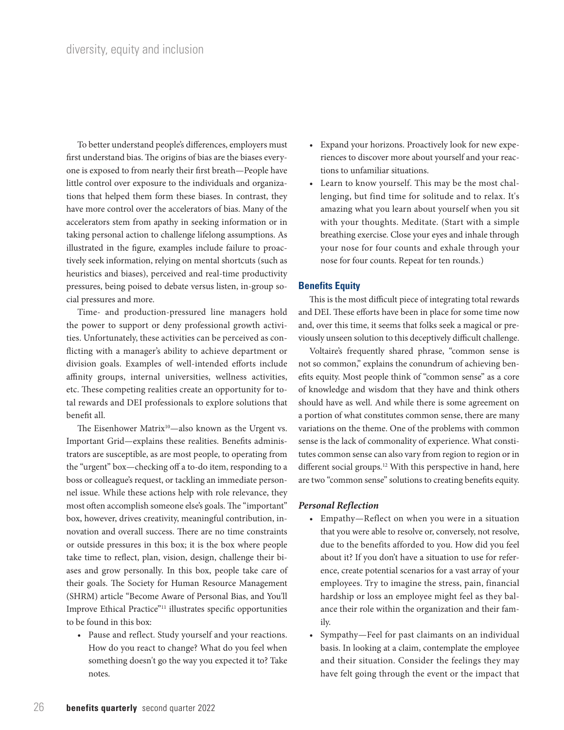To better understand people's differences, employers must first understand bias. The origins of bias are the biases everyone is exposed to from nearly their first breath—People have little control over exposure to the individuals and organizations that helped them form these biases. In contrast, they have more control over the accelerators of bias. Many of the accelerators stem from apathy in seeking information or in taking personal action to challenge lifelong assumptions. As illustrated in the figure, examples include failure to proactively seek information, relying on mental shortcuts (such as heuristics and biases), perceived and real-time productivity pressures, being poised to debate versus listen, in-group social pressures and more.

Time- and production-pressured line managers hold the power to support or deny professional growth activities. Unfortunately, these activities can be perceived as conflicting with a manager's ability to achieve department or division goals. Examples of well-intended efforts include affinity groups, internal universities, wellness activities, etc. These competing realities create an opportunity for total rewards and DEI professionals to explore solutions that benefit all.

The Eisenhower Matrix[10]—also known as the Urgent vs. Important Grid—explains these realities. Benefits administrators are susceptible, as are most people, to operating from the "urgent" box—checking off a to-do item, responding to a boss or colleague's request, or tackling an immediate personnel issue. While these actions help with role relevance, they most often accomplish someone else's goals. The "important" box, however, drives creativity, meaningful contribution, innovation and overall success. There are no time constraints or outside pressures in this box; it is the box where people take time to reflect, plan, vision, design, challenge their biases and grow personally. In this box, people take care of their goals. The Society for Human Resource Management (SHRM) article "Become Aware of Personal Bias, and You'll Improve Ethical Practice"[11] illustrates specific opportunities to be found in this box:

- Pause and reflect. Study yourself and your reactions. How do you react to change? What do you feel when something doesn't go the way you expected it to? Take notes.
- Expand your horizons. Proactively look for new experiences to discover more about yourself and your reactions to unfamiliar situations.
- Learn to know yourself. This may be the most challenging, but find time for solitude and to relax. It's amazing what you learn about yourself when you sit with your thoughts. Meditate. (Start with a simple breathing exercise. Close your eyes and inhale through your nose for four counts and exhale through your nose for four counts. Repeat for ten rounds.)

## Benefits Equity

This is the most difficult piece of integrating total rewards and DEI. These efforts have been in place for some time now and, over this time, it seems that folks seek a magical or previously unseen solution to this deceptively difficult challenge.

Voltaire's frequently shared phrase, "common sense is not so common," explains the conundrum of achieving benefits equity. Most people think of "common sense" as a core of knowledge and wisdom that they have and think others should have as well. And while there is some agreement on a portion of what constitutes common sense, there are many variations on the theme. One of the problems with common sense is the lack of commonality of experience. What constitutes common sense can also vary from region to region or in different social groups.[12] With this perspective in hand, here are two "common sense" solutions to creating benefits equity.

### *Personal Reflection*

- Empathy—Reflect on when you were in a situation that you were able to resolve or, conversely, not resolve, due to the benefits afforded to you. How did you feel about it? If you don't have a situation to use for reference, create potential scenarios for a vast array of your employees. Try to imagine the stress, pain, financial hardship or loss an employee might feel as they balance their role within the organization and their family.
- Sympathy—Feel for past claimants on an individual basis. In looking at a claim, contemplate the employee and their situation. Consider the feelings they may have felt going through the event or the impact that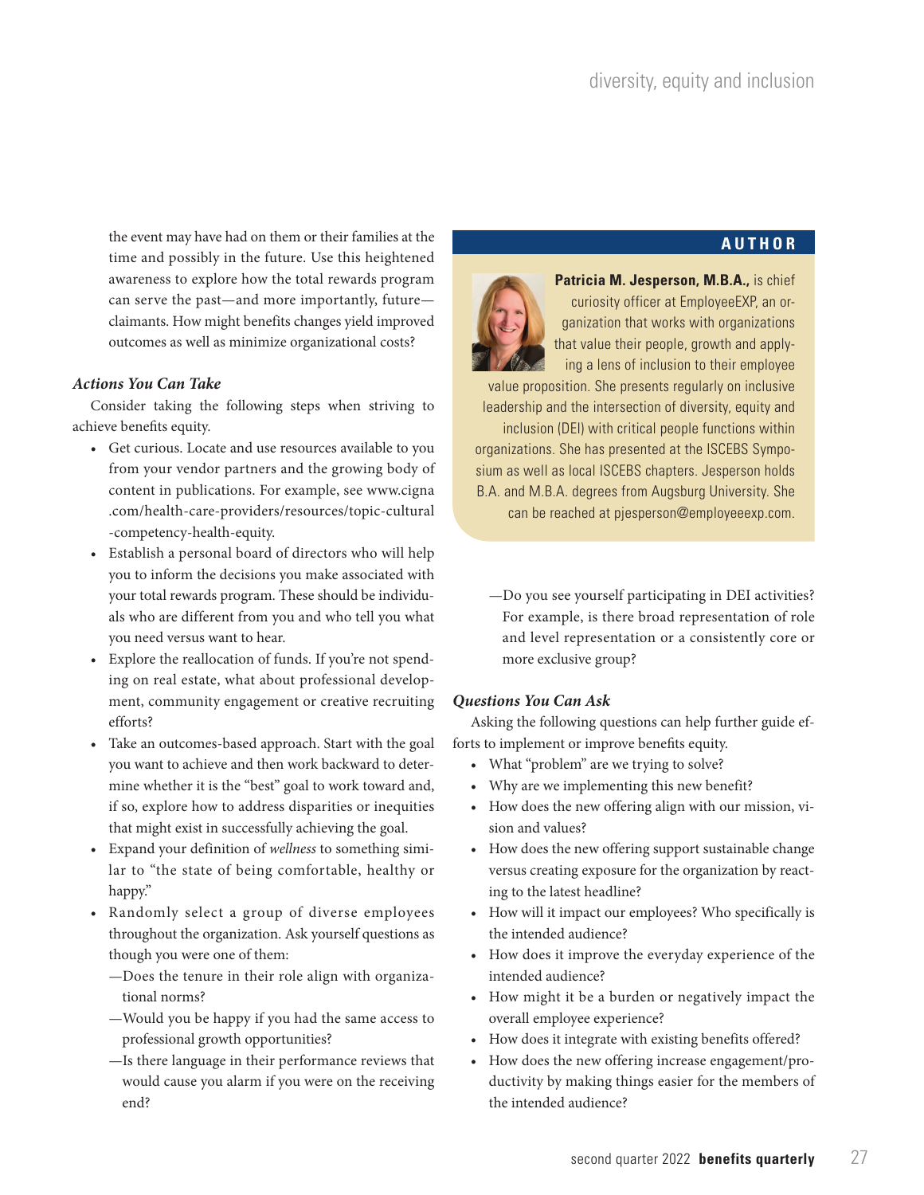the event may have had on them or their families at the time and possibly in the future. Use this heightened awareness to explore how the total rewards program can serve the past—and more importantly, future—claimants. How might benefits changes yield improved outcomes as well as minimize organizational costs?

### *Actions You Can Take*

Consider taking the following steps when striving to achieve benefits equity.

- Get curious. Locate and use resources available to you from your vendor partners and the growing body of content in publications. For example, see www.cigna.com/health-care-providers/resources/topic-cultural-competency-health-equity.
- Establish a personal board of directors who will help you to inform the decisions you make associated with your total rewards program. These should be individuals who are different from you and who tell you what you need versus want to hear.
- Explore the reallocation of funds. If you're not spending on real estate, what about professional development, community engagement or creative recruiting efforts?
- Take an outcomes-based approach. Start with the goal you want to achieve and then work backward to determine whether it is the "best" goal to work toward and, if so, explore how to address disparities or inequities that might exist in successfully achieving the goal.
- Expand your definition of *wellness* to something similar to "the state of being comfortable, healthy or happy."
- Randomly select a group of diverse employees throughout the organization. Ask yourself questions as though you were one of them:
  - —Does the tenure in their role align with organizational norms?
  - —Would you be happy if you had the same access to professional growth opportunities?
  - —Is there language in their performance reviews that would cause you alarm if you were on the receiving end?
  - —Do you see yourself participating in DEI activities? For example, is there broad representation of role and level representation or a consistently core or more exclusive group?

### *Questions You Can Ask*

Asking the following questions can help further guide efforts to implement or improve benefits equity.

- What "problem" are we trying to solve?
- Why are we implementing this new benefit?
- How does the new offering align with our mission, vision and values?
- How does the new offering support sustainable change versus creating exposure for the organization by reacting to the latest headline?
- How will it impact our employees? Who specifically is the intended audience?
- How does it improve the everyday experience of the intended audience?
- How might it be a burden or negatively impact the overall employee experience?
- How does it integrate with existing benefits offered?
- How does the new offering increase engagement/productivity by making things easier for the members of the intended audience?

## AUTHOR

**Patricia M. Jesperson, M.B.A.,** is chief curiosity officer at EmployeeEXP, an organization that works with organizations that value their people, growth and applying a lens of inclusion to their employee value proposition. She presents regularly on inclusive leadership and the intersection of diversity, equity and inclusion (DEI) with critical people functions within organizations. She has presented at the ISCEBS Symposium as well as local ISCEBS chapters. Jesperson holds B.A. and M.B.A. degrees from Augsburg University. She can be reached at pjesperson@employeeexp.com.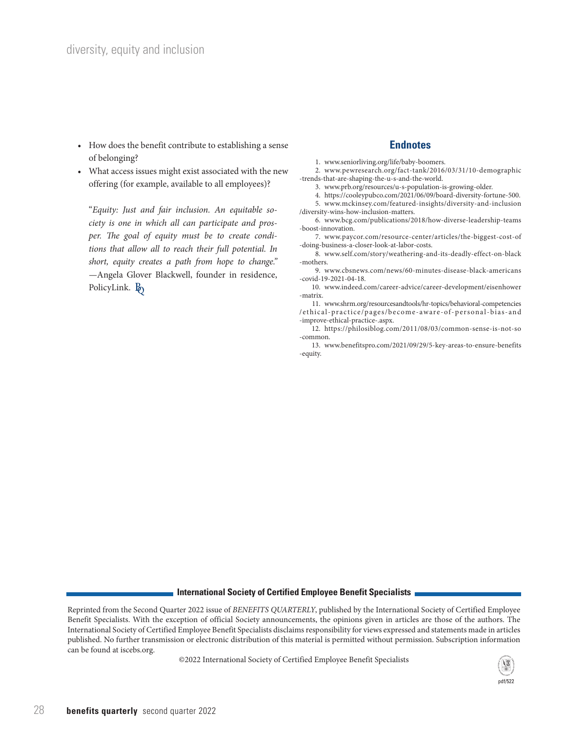- How does the benefit contribute to establishing a sense of belonging?
- What access issues might exist associated with the new offering (for example, available to all employees)?

"*Equity: Just and fair inclusion. An equitable society is one in which all can participate and prosper. The goal of equity must be to create conditions that allow all to reach their full potential. In short, equity creates a path from hope to change.*" —Angela Glover Blackwell, founder in residence, PolicyLink.

## Endnotes

1. www.seniorliving.org/life/baby-boomers.
2. www.pewresearch.org/fact-tank/2016/03/31/10-demographic-trends-that-are-shaping-the-u-s-and-the-world.
3. www.prb.org/resources/u-s-population-is-growing-older.
4. https://cooleypubco.com/2021/06/09/board-diversity-fortune-500.
5. www.mckinsey.com/featured-insights/diversity-and-inclusion/diversity-wins-how-inclusion-matters.
6. www.bcg.com/publications/2018/how-diverse-leadership-teams-boost-innovation.
7. www.paycor.com/resource-center/articles/the-biggest-cost-of-doing-business-a-closer-look-at-labor-costs.
8. www.self.com/story/weathering-and-its-deadly-effect-on-black-mothers.
9. www.cbsnews.com/news/60-minutes-disease-black-americans-covid-19-2021-04-18.
10. www.indeed.com/career-advice/career-development/eisenhower-matrix.
11. www.shrm.org/resourcesandtools/hr-topics/behavioral-competencies/ethical-practice/pages/become-aware-of-personal-bias-and-improve-ethical-practice-.aspx.
12. https://philosiblog.com/2011/08/03/common-sense-is-not-so-common.
13. www.benefitspro.com/2021/09/29/5-key-areas-to-ensure-benefits-equity.

**International Society of Certified Employee Benefit Specialists**

Reprinted from the Second Quarter 2022 issue of *BENEFITS QUARTERLY*, published by the International Society of Certified Employee Benefit Specialists. With the exception of official Society announcements, the opinions given in articles are those of the authors. The International Society of Certified Employee Benefit Specialists disclaims responsibility for views expressed and statements made in articles published. No further transmission or electronic distribution of this material is permitted without permission. Subscription information can be found at iscebs.org.

©2022 International Society of Certified Employee Benefit Specialists

pdf/522